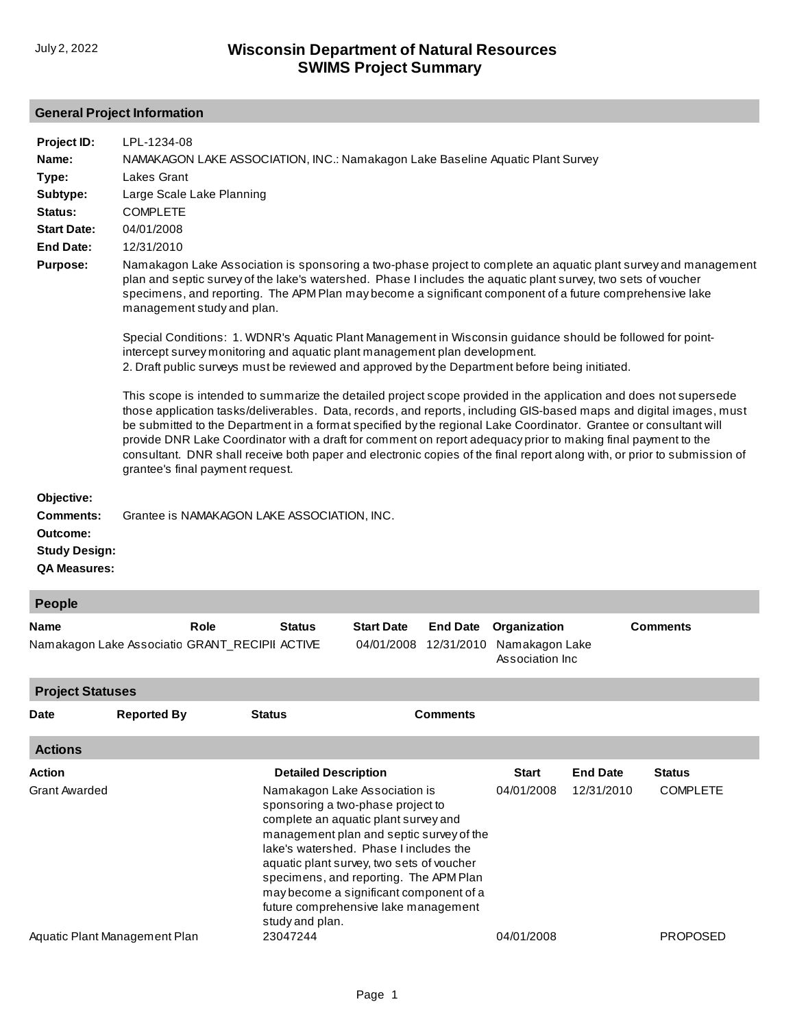# Wisconsin Department of Natural Resources
# SWIMS Project Summary

July 2, 2022

## General Project Information

**Project ID:** LPL-1234-08

**Name:** NAMAKAGON LAKE ASSOCIATION, INC.: Namakagon Lake Baseline Aquatic Plant Survey

**Type:** Lakes Grant

**Subtype:** Large Scale Lake Planning

**Status:** COMPLETE

**Start Date:** 04/01/2008

**End Date:** 12/31/2010

**Purpose:** Namakagon Lake Association is sponsoring a two-phase project to complete an aquatic plant survey and management plan and septic survey of the lake's watershed. Phase I includes the aquatic plant survey, two sets of voucher specimens, and reporting. The APM Plan may become a significant component of a future comprehensive lake management study and plan.

Special Conditions: 1. WDNR's Aquatic Plant Management in Wisconsin guidance should be followed for point-intercept survey monitoring and aquatic plant management plan development.
2. Draft public surveys must be reviewed and approved by the Department before being initiated.

This scope is intended to summarize the detailed project scope provided in the application and does not supersede those application tasks/deliverables. Data, records, and reports, including GIS-based maps and digital images, must be submitted to the Department in a format specified by the regional Lake Coordinator. Grantee or consultant will provide DNR Lake Coordinator with a draft for comment on report adequacy prior to making final payment to the consultant. DNR shall receive both paper and electronic copies of the final report along with, or prior to submission of grantee's final payment request.

**Objective:**

**Comments:** Grantee is NAMAKAGON LAKE ASSOCIATION, INC.

**Outcome:**

**Study Design:**

**QA Measures:**

## People

| Name | Role | Status | Start Date | End Date | Organization | Comments |
|---|---|---|---|---|---|---|
| Namakagon Lake Associatio | GRANT_RECIPII | ACTIVE | 04/01/2008 | 12/31/2010 | Namakagon Lake Association Inc | |

## Project Statuses

| Date | Reported By | Status | Comments |
|---|---|---|---|

## Actions

| Action | Detailed Description | Start | End Date | Status |
|---|---|---|---|---|
| Grant Awarded | Namakagon Lake Association is sponsoring a two-phase project to complete an aquatic plant survey and management plan and septic survey of the lake's watershed. Phase I includes the aquatic plant survey, two sets of voucher specimens, and reporting. The APM Plan may become a significant component of a future comprehensive lake management study and plan. | 04/01/2008 | 12/31/2010 | COMPLETE |
| Aquatic Plant Management Plan | 23047244 | 04/01/2008 | | PROPOSED |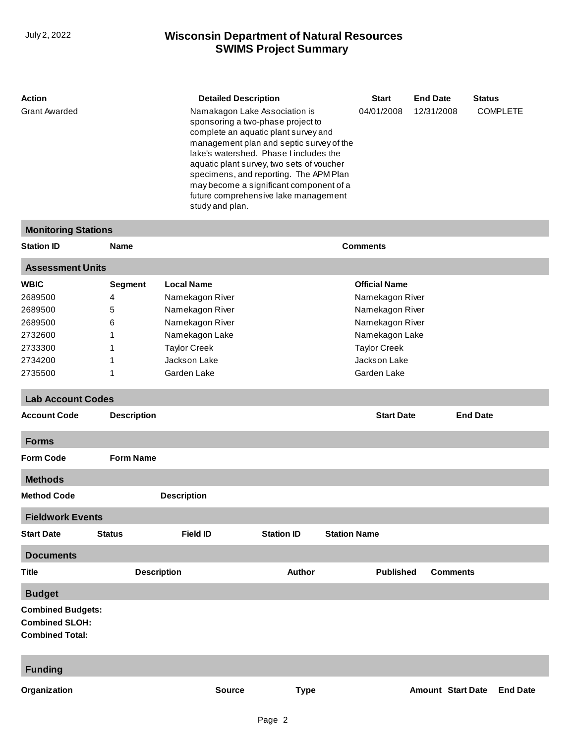| Action | Detailed Description | Start | End Date | Status |
|---|---|---|---|---|
| Grant Awarded | Namakagon Lake Association is sponsoring a two-phase project to complete an aquatic plant survey and management plan and septic survey of the lake's watershed. Phase I includes the aquatic plant survey, two sets of voucher specimens, and reporting. The APM Plan may become a significant component of a future comprehensive lake management study and plan. | 04/01/2008 | 12/31/2008 | COMPLETE |

## Monitoring Stations

| Station ID | Name | Comments |
|---|---|---|

## Assessment Units

| WBIC | Segment | Local Name | Official Name |
|---|---|---|---|
| 2689500 | 4 | Namekagon River | Namekagon River |
| 2689500 | 5 | Namekagon River | Namekagon River |
| 2689500 | 6 | Namekagon River | Namekagon River |
| 2732600 | 1 | Namekagon Lake | Namekagon Lake |
| 2733300 | 1 | Taylor Creek | Taylor Creek |
| 2734200 | 1 | Jackson Lake | Jackson Lake |
| 2735500 | 1 | Garden Lake | Garden Lake |

## Lab Account Codes

| Account Code | Description | Start Date | End Date |
|---|---|---|---|

## Forms

| Form Code | Form Name |
|---|---|

## Methods

| Method Code | Description |
|---|---|

## Fieldwork Events

| Start Date | Status | Field ID | Station ID | Station Name |
|---|---|---|---|---|

## Documents

| Title | Description | Author | Published | Comments |
|---|---|---|---|---|

## Budget

**Combined Budgets:**

**Combined SLOH:**

**Combined Total:**

## Funding

| Organization | Source | Type | Amount | Start Date | End Date |
|---|---|---|---|---|---|